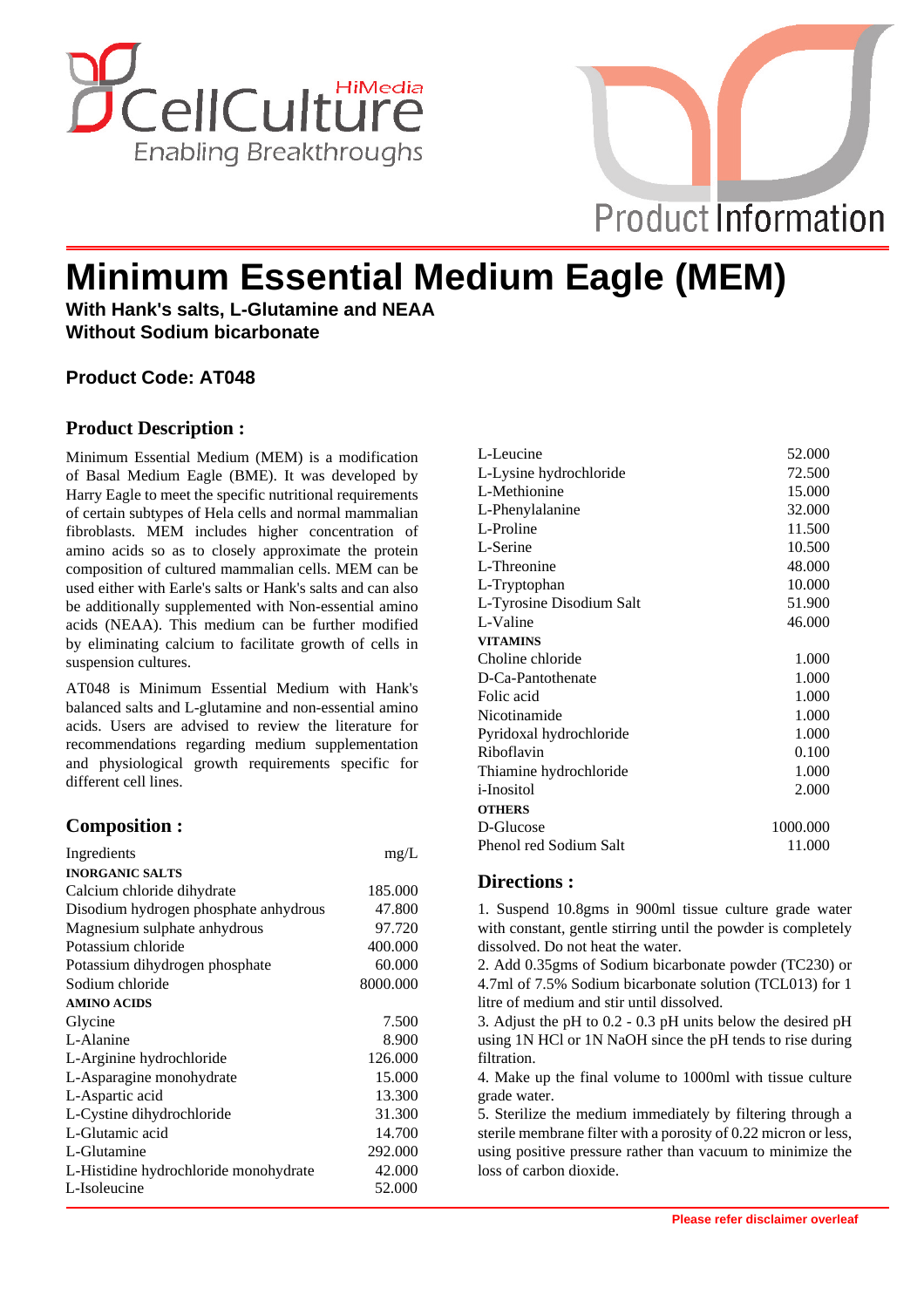# Minimum Essential Medium Eagle (MEM)

**With Hank's salts, L-Glutamine and NEAA**
**Without Sodium bicarbonate**

**Product Code: AT048**

## Product Description :

Minimum Essential Medium (MEM) is a modification of Basal Medium Eagle (BME). It was developed by Harry Eagle to meet the specific nutritional requirements of certain subtypes of Hela cells and normal mammalian fibroblasts. MEM includes higher concentration of amino acids so as to closely approximate the protein composition of cultured mammalian cells. MEM can be used either with Earle's salts or Hank's salts and can also be additionally supplemented with Non-essential amino acids (NEAA). This medium can be further modified by eliminating calcium to facilitate growth of cells in suspension cultures.

AT048 is Minimum Essential Medium with Hank's balanced salts and L-glutamine and non-essential amino acids. Users are advised to review the literature for recommendations regarding medium supplementation and physiological growth requirements specific for different cell lines.

## Composition :

| Ingredients | mg/L |
|---|---|
| **INORGANIC SALTS** | |
| Calcium chloride dihydrate | 185.000 |
| Disodium hydrogen phosphate anhydrous | 47.800 |
| Magnesium sulphate anhydrous | 97.720 |
| Potassium chloride | 400.000 |
| Potassium dihydrogen phosphate | 60.000 |
| Sodium chloride | 8000.000 |
| **AMINO ACIDS** | |
| Glycine | 7.500 |
| L-Alanine | 8.900 |
| L-Arginine hydrochloride | 126.000 |
| L-Asparagine monohydrate | 15.000 |
| L-Aspartic acid | 13.300 |
| L-Cystine dihydrochloride | 31.300 |
| L-Glutamic acid | 14.700 |
| L-Glutamine | 292.000 |
| L-Histidine hydrochloride monohydrate | 42.000 |
| L-Isoleucine | 52.000 |
| L-Leucine | 52.000 |
| L-Lysine hydrochloride | 72.500 |
| L-Methionine | 15.000 |
| L-Phenylalanine | 32.000 |
| L-Proline | 11.500 |
| L-Serine | 10.500 |
| L-Threonine | 48.000 |
| L-Tryptophan | 10.000 |
| L-Tyrosine Disodium Salt | 51.900 |
| L-Valine | 46.000 |
| **VITAMINS** | |
| Choline chloride | 1.000 |
| D-Ca-Pantothenate | 1.000 |
| Folic acid | 1.000 |
| Nicotinamide | 1.000 |
| Pyridoxal hydrochloride | 1.000 |
| Riboflavin | 0.100 |
| Thiamine hydrochloride | 1.000 |
| i-Inositol | 2.000 |
| **OTHERS** | |
| D-Glucose | 1000.000 |
| Phenol red Sodium Salt | 11.000 |

## Directions :

1. Suspend 10.8gms in 900ml tissue culture grade water with constant, gentle stirring until the powder is completely dissolved. Do not heat the water.
2. Add 0.35gms of Sodium bicarbonate powder (TC230) or 4.7ml of 7.5% Sodium bicarbonate solution (TCL013) for 1 litre of medium and stir until dissolved.
3. Adjust the pH to 0.2 - 0.3 pH units below the desired pH using 1N HCl or 1N NaOH since the pH tends to rise during filtration.
4. Make up the final volume to 1000ml with tissue culture grade water.
5. Sterilize the medium immediately by filtering through a sterile membrane filter with a porosity of 0.22 micron or less, using positive pressure rather than vacuum to minimize the loss of carbon dioxide.

**Please refer disclaimer overleaf**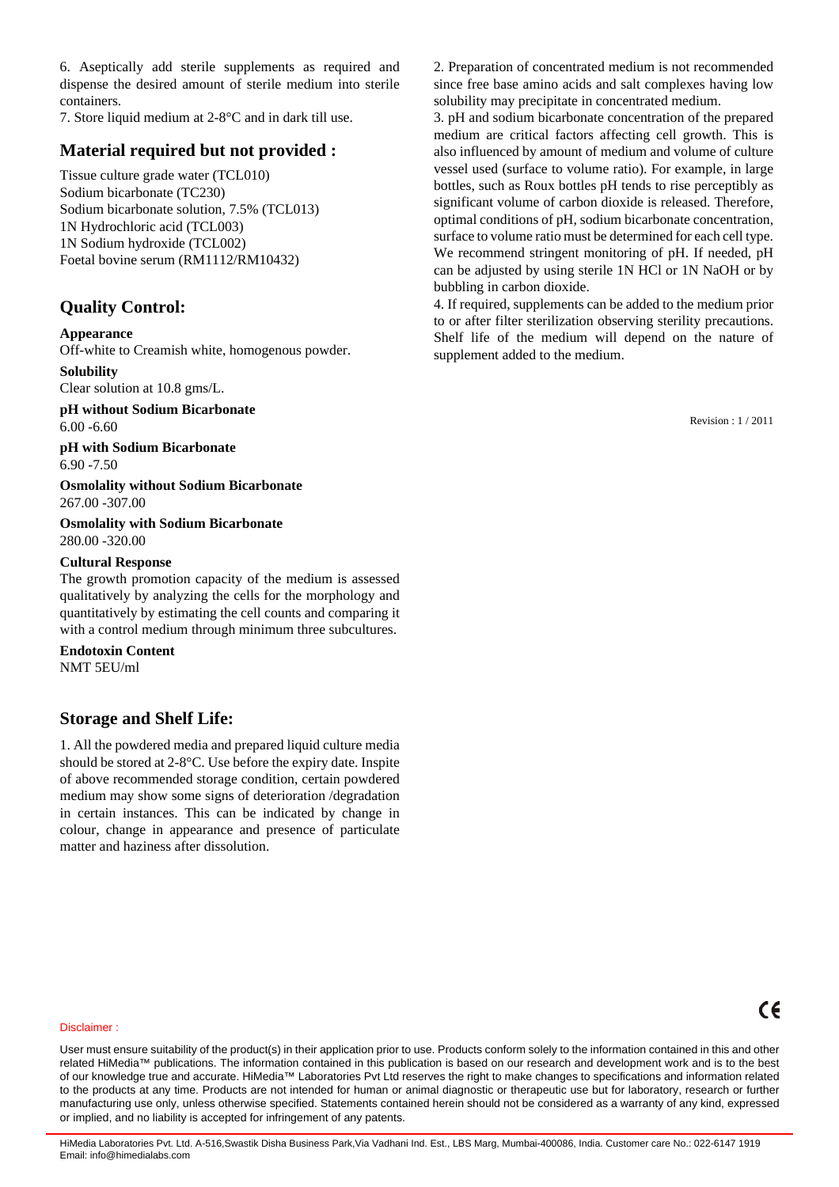6. Aseptically add sterile supplements as required and dispense the desired amount of sterile medium into sterile containers.

7. Store liquid medium at 2-8°C and in dark till use.

## Material required but not provided :

Tissue culture grade water (TCL010)
Sodium bicarbonate (TC230)
Sodium bicarbonate solution, 7.5% (TCL013)
1N Hydrochloric acid (TCL003)
1N Sodium hydroxide (TCL002)
Foetal bovine serum (RM1112/RM10432)

## Quality Control:

**Appearance**
Off-white to Creamish white, homogenous powder.

**Solubility**
Clear solution at 10.8 gms/L.

**pH without Sodium Bicarbonate**
6.00 -6.60

**pH with Sodium Bicarbonate**
6.90 -7.50

**Osmolality without Sodium Bicarbonate**
267.00 -307.00

**Osmolality with Sodium Bicarbonate**
280.00 -320.00

**Cultural Response**
The growth promotion capacity of the medium is assessed qualitatively by analyzing the cells for the morphology and quantitatively by estimating the cell counts and comparing it with a control medium through minimum three subcultures.

**Endotoxin Content**
NMT 5EU/ml

## Storage and Shelf Life:

1. All the powdered media and prepared liquid culture media should be stored at 2-8°C. Use before the expiry date. Inspite of above recommended storage condition, certain powdered medium may show some signs of deterioration /degradation in certain instances. This can be indicated by change in colour, change in appearance and presence of particulate matter and haziness after dissolution.

2. Preparation of concentrated medium is not recommended since free base amino acids and salt complexes having low solubility may precipitate in concentrated medium.

3. pH and sodium bicarbonate concentration of the prepared medium are critical factors affecting cell growth. This is also influenced by amount of medium and volume of culture vessel used (surface to volume ratio). For example, in large bottles, such as Roux bottles pH tends to rise perceptibly as significant volume of carbon dioxide is released. Therefore, optimal conditions of pH, sodium bicarbonate concentration, surface to volume ratio must be determined for each cell type. We recommend stringent monitoring of pH. If needed, pH can be adjusted by using sterile 1N HCl or 1N NaOH or by bubbling in carbon dioxide.

4. If required, supplements can be added to the medium prior to or after filter sterilization observing sterility precautions. Shelf life of the medium will depend on the nature of supplement added to the medium.

Revision : 1 / 2011

Disclaimer :

User must ensure suitability of the product(s) in their application prior to use. Products conform solely to the information contained in this and other related HiMedia™ publications. The information contained in this publication is based on our research and development work and is to the best of our knowledge true and accurate. HiMedia™ Laboratories Pvt Ltd reserves the right to make changes to specifications and information related to the products at any time. Products are not intended for human or animal diagnostic or therapeutic use but for laboratory, research or further manufacturing use only, unless otherwise specified. Statements contained herein should not be considered as a warranty of any kind, expressed or implied, and no liability is accepted for infringement of any patents.

HiMedia Laboratories Pvt. Ltd. A-516,Swastik Disha Business Park,Via Vadhani Ind. Est., LBS Marg, Mumbai-400086, India. Customer care No.: 022-6147 1919
Email: info@himedialabs.com